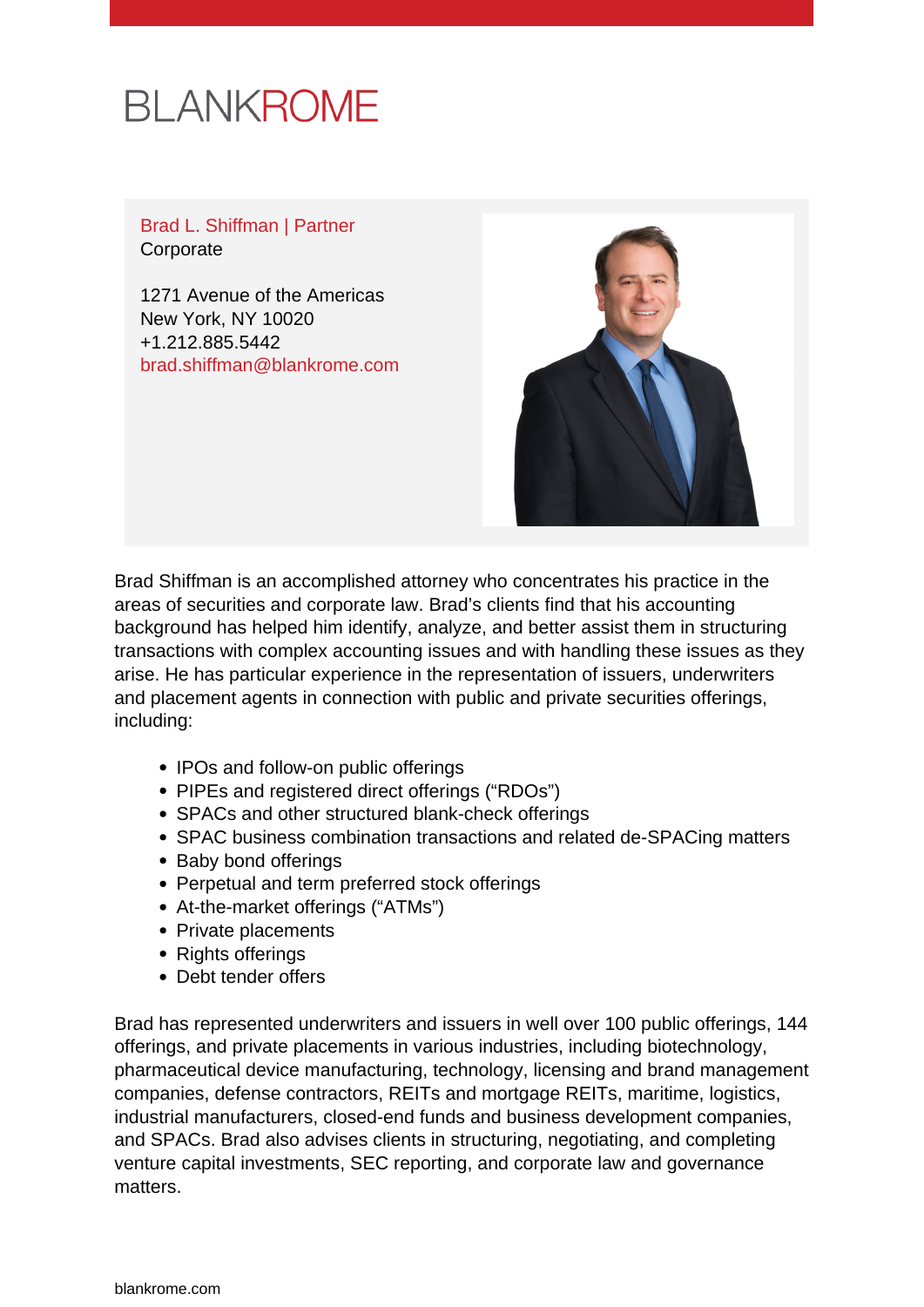BLANKROME

**Brad L. Shiffman | Partner**
Corporate

1271 Avenue of the Americas
New York, NY 10020
+1.212.885.5442
brad.shiffman@blankrome.com

Brad Shiffman is an accomplished attorney who concentrates his practice in the areas of securities and corporate law. Brad's clients find that his accounting background has helped him identify, analyze, and better assist them in structuring transactions with complex accounting issues and with handling these issues as they arise. He has particular experience in the representation of issuers, underwriters and placement agents in connection with public and private securities offerings, including:

- IPOs and follow-on public offerings
- PIPEs and registered direct offerings ("RDOs")
- SPACs and other structured blank-check offerings
- SPAC business combination transactions and related de-SPACing matters
- Baby bond offerings
- Perpetual and term preferred stock offerings
- At-the-market offerings ("ATMs")
- Private placements
- Rights offerings
- Debt tender offers

Brad has represented underwriters and issuers in well over 100 public offerings, 144 offerings, and private placements in various industries, including biotechnology, pharmaceutical device manufacturing, technology, licensing and brand management companies, defense contractors, REITs and mortgage REITs, maritime, logistics, industrial manufacturers, closed-end funds and business development companies, and SPACs. Brad also advises clients in structuring, negotiating, and completing venture capital investments, SEC reporting, and corporate law and governance matters.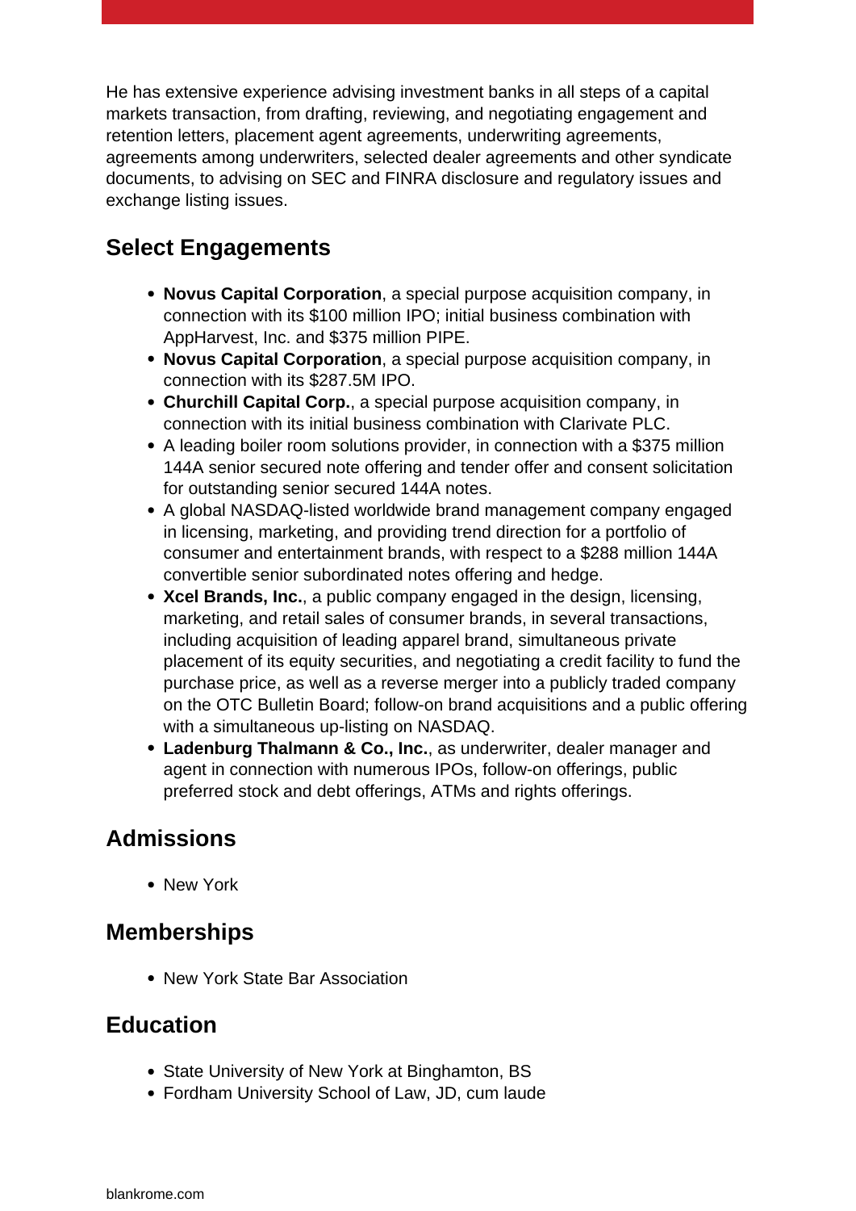He has extensive experience advising investment banks in all steps of a capital markets transaction, from drafting, reviewing, and negotiating engagement and retention letters, placement agent agreements, underwriting agreements, agreements among underwriters, selected dealer agreements and other syndicate documents, to advising on SEC and FINRA disclosure and regulatory issues and exchange listing issues.

## Select Engagements

- **Novus Capital Corporation**, a special purpose acquisition company, in connection with its $100 million IPO; initial business combination with AppHarvest, Inc. and $375 million PIPE.
- **Novus Capital Corporation**, a special purpose acquisition company, in connection with its $287.5M IPO.
- **Churchill Capital Corp.**, a special purpose acquisition company, in connection with its initial business combination with Clarivate PLC.
- A leading boiler room solutions provider, in connection with a $375 million 144A senior secured note offering and tender offer and consent solicitation for outstanding senior secured 144A notes.
- A global NASDAQ-listed worldwide brand management company engaged in licensing, marketing, and providing trend direction for a portfolio of consumer and entertainment brands, with respect to a $288 million 144A convertible senior subordinated notes offering and hedge.
- **Xcel Brands, Inc.**, a public company engaged in the design, licensing, marketing, and retail sales of consumer brands, in several transactions, including acquisition of leading apparel brand, simultaneous private placement of its equity securities, and negotiating a credit facility to fund the purchase price, as well as a reverse merger into a publicly traded company on the OTC Bulletin Board; follow-on brand acquisitions and a public offering with a simultaneous up-listing on NASDAQ.
- **Ladenburg Thalmann & Co., Inc.**, as underwriter, dealer manager and agent in connection with numerous IPOs, follow-on offerings, public preferred stock and debt offerings, ATMs and rights offerings.

## Admissions

- New York

## Memberships

- New York State Bar Association

## Education

- State University of New York at Binghamton, BS
- Fordham University School of Law, JD, cum laude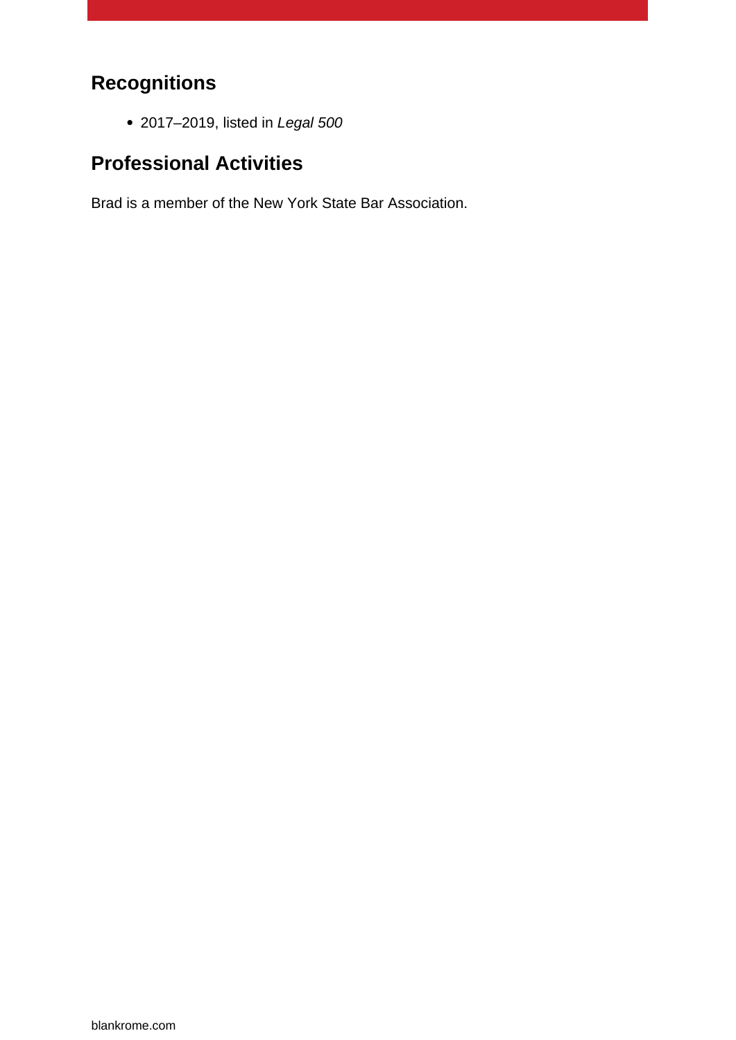## Recognitions

- 2017–2019, listed in *Legal 500*

## Professional Activities

Brad is a member of the New York State Bar Association.